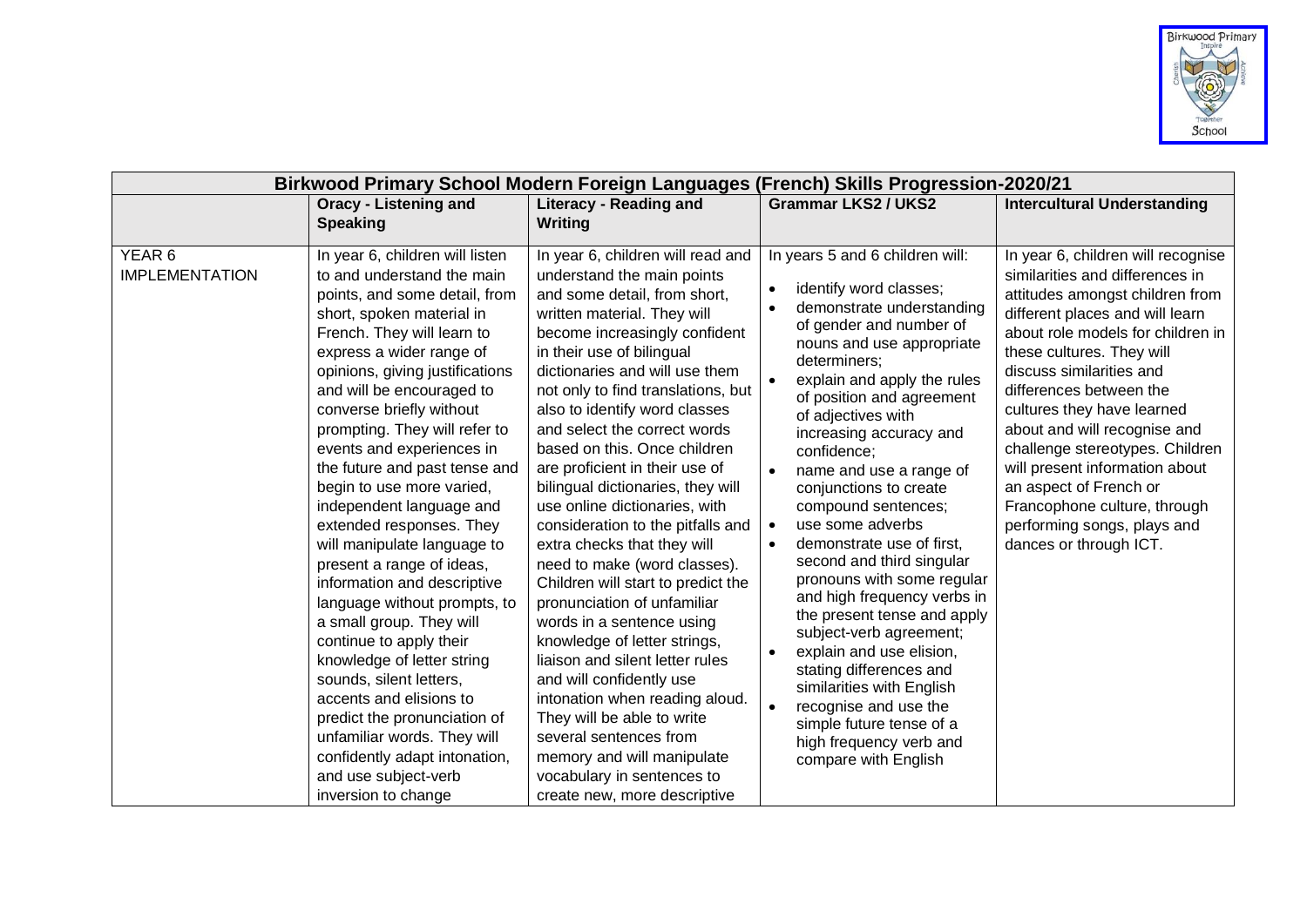| Birkwood Primary School Modern Foreign Languages (French) Skills Progression-2020/21 | | | | |
|---|---|---|---|---|
| | **Oracy - Listening and Speaking** | **Literacy - Reading and Writing** | **Grammar LKS2 / UKS2** | **Intercultural Understanding** |
| YEAR 6 IMPLEMENTATION | In year 6, children will listen to and understand the main points, and some detail, from short, spoken material in French. They will learn to express a wider range of opinions, giving justifications and will be encouraged to converse briefly without prompting. They will refer to events and experiences in the future and past tense and begin to use more varied, independent language and extended responses. They will manipulate language to present a range of ideas, information and descriptive language without prompts, to a small group. They will continue to apply their knowledge of letter string sounds, silent letters, accents and elisions to predict the pronunciation of unfamiliar words. They will confidently adapt intonation, and use subject-verb inversion to change | In year 6, children will read and understand the main points and some detail, from short, written material. They will become increasingly confident in their use of bilingual dictionaries and will use them not only to find translations, but also to identify word classes and select the correct words based on this. Once children are proficient in their use of bilingual dictionaries, they will use online dictionaries, with consideration to the pitfalls and extra checks that they will need to make (word classes). Children will start to predict the pronunciation of unfamiliar words in a sentence using knowledge of letter strings, liaison and silent letter rules and will confidently use intonation when reading aloud. They will be able to write several sentences from memory and will manipulate vocabulary in sentences to create new, more descriptive | In years 5 and 6 children will:<br>• identify word classes;<br>• demonstrate understanding of gender and number of nouns and use appropriate determiners;<br>• explain and apply the rules of position and agreement of adjectives with increasing accuracy and confidence;<br>• name and use a range of conjunctions to create compound sentences;<br>• use some adverbs<br>• demonstrate use of first, second and third singular pronouns with some regular and high frequency verbs in the present tense and apply subject-verb agreement;<br>• explain and use elision, stating differences and similarities with English<br>• recognise and use the simple future tense of a high frequency verb and compare with English | In year 6, children will recognise similarities and differences in attitudes amongst children from different places and will learn about role models for children in these cultures. They will discuss similarities and differences between the cultures they have learned about and will recognise and challenge stereotypes. Children will present information about an aspect of French or Francophone culture, through performing songs, plays and dances or through ICT. |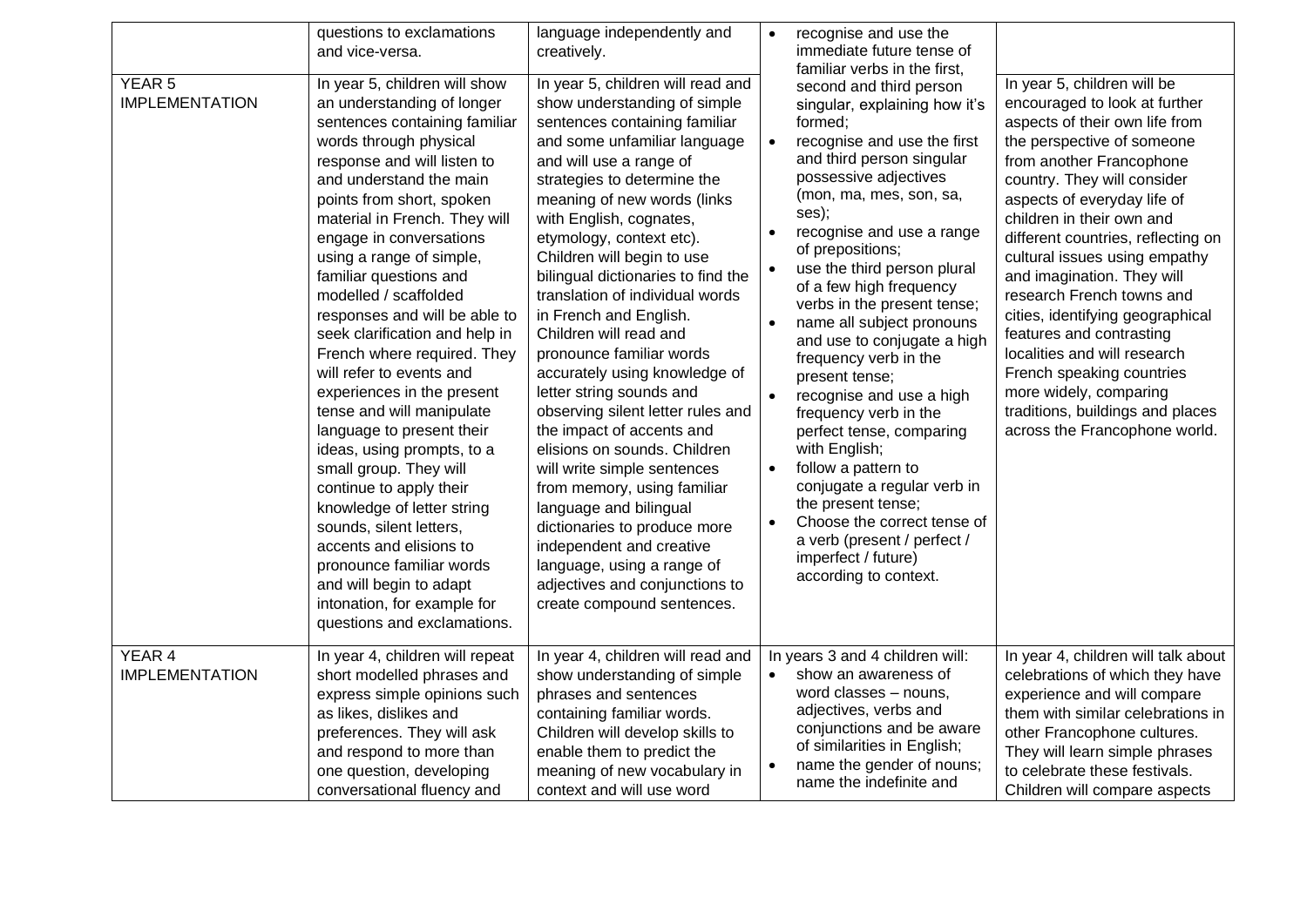|  | questions to exclamations and vice-versa. | language independently and creatively. | • recognise and use the immediate future tense of familiar verbs in the first, second and third person singular, explaining how it's formed;<br>• recognise and use the first and third person singular possessive adjectives (mon, ma, mes, son, sa, ses);<br>• recognise and use a range of prepositions;<br>• use the third person plural of a few high frequency verbs in the present tense;<br>• name all subject pronouns and use to conjugate a high frequency verb in the present tense;<br>• recognise and use a high frequency verb in the perfect tense, comparing with English;<br>• follow a pattern to conjugate a regular verb in the present tense;<br>• Choose the correct tense of a verb (present / perfect / imperfect / future) according to context. |  |
|---|---|---|---|---|
| YEAR 5 IMPLEMENTATION | In year 5, children will show an understanding of longer sentences containing familiar words through physical response and will listen to and understand the main points from short, spoken material in French. They will engage in conversations using a range of simple, familiar questions and modelled / scaffolded responses and will be able to seek clarification and help in French where required. They will refer to events and experiences in the present tense and will manipulate language to present their ideas, using prompts, to a small group. They will continue to apply their knowledge of letter string sounds, silent letters, accents and elisions to pronounce familiar words and will begin to adapt intonation, for example for questions and exclamations. | In year 5, children will read and show understanding of simple sentences containing familiar and some unfamiliar language and will use a range of strategies to determine the meaning of new words (links with English, cognates, etymology, context etc). Children will begin to use bilingual dictionaries to find the translation of individual words in French and English. Children will read and pronounce familiar words accurately using knowledge of letter string sounds and observing silent letter rules and the impact of accents and elisions on sounds. Children will write simple sentences from memory, using familiar language and bilingual dictionaries to produce more independent and creative language, using a range of adjectives and conjunctions to create compound sentences. |  | In year 5, children will be encouraged to look at further aspects of their own life from the perspective of someone from another Francophone country. They will consider aspects of everyday life of children in their own and different countries, reflecting on cultural issues using empathy and imagination. They will research French towns and cities, identifying geographical features and contrasting localities and will research French speaking countries more widely, comparing traditions, buildings and places across the Francophone world. |
| YEAR 4 IMPLEMENTATION | In year 4, children will repeat short modelled phrases and express simple opinions such as likes, dislikes and preferences. They will ask and respond to more than one question, developing conversational fluency and | In year 4, children will read and show understanding of simple phrases and sentences containing familiar words. Children will develop skills to enable them to predict the meaning of new vocabulary in context and will use word | In years 3 and 4 children will:<br>• show an awareness of word classes – nouns, adjectives, verbs and conjunctions and be aware of similarities in English;<br>• name the gender of nouns; name the indefinite and | In year 4, children will talk about celebrations of which they have experience and will compare them with similar celebrations in other Francophone cultures. They will learn simple phrases to celebrate these festivals. Children will compare aspects |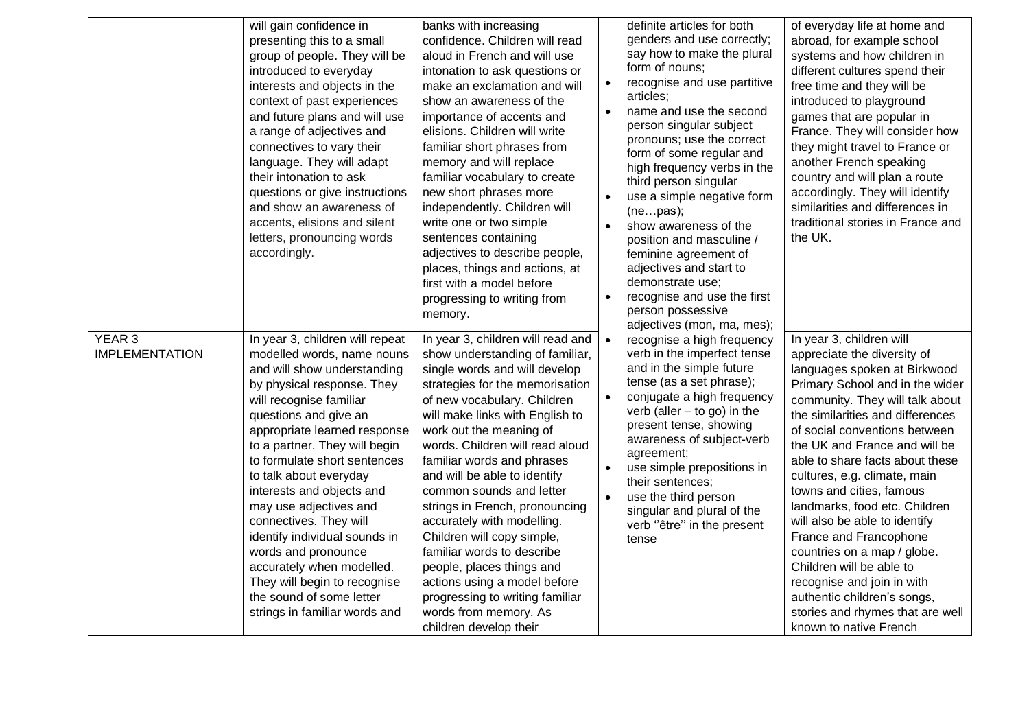| | | | | |
|---|---|---|---|---|
| | will gain confidence in presenting this to a small group of people. They will be introduced to everyday interests and objects in the context of past experiences and future plans and will use a range of adjectives and connectives to vary their language. They will adapt their intonation to ask questions or give instructions and show an awareness of accents, elisions and silent letters, pronouncing words accordingly. | banks with increasing confidence. Children will read aloud in French and will use intonation to ask questions or make an exclamation and will show an awareness of the importance of accents and elisions. Children will write familiar short phrases from memory and will replace familiar vocabulary to create new short phrases more independently. Children will write one or two simple sentences containing adjectives to describe people, places, things and actions, at first with a model before progressing to writing from memory. | definite articles for both genders and use correctly; say how to make the plural form of nouns;<br>• recognise and use partitive articles;<br>• name and use the second person singular subject pronouns; use the correct form of some regular and high frequency verbs in the third person singular<br>• use a simple negative form (ne…pas);<br>• show awareness of the position and masculine / feminine agreement of adjectives and start to demonstrate use;<br>• recognise and use the first person possessive adjectives (mon, ma, mes); | of everyday life at home and abroad, for example school systems and how children in different cultures spend their free time and they will be introduced to playground games that are popular in France. They will consider how they might travel to France or another French speaking country and will plan a route accordingly. They will identify similarities and differences in traditional stories in France and the UK. |
| YEAR 3 IMPLEMENTATION | In year 3, children will repeat modelled words, name nouns and will show understanding by physical response. They will recognise familiar questions and give an appropriate learned response to a partner. They will begin to formulate short sentences to talk about everyday interests and objects and may use adjectives and connectives. They will identify individual sounds in words and pronounce accurately when modelled. They will begin to recognise the sound of some letter strings in familiar words and | In year 3, children will read and show understanding of familiar, single words and will develop strategies for the memorisation of new vocabulary. Children will make links with English to work out the meaning of words. Children will read aloud familiar words and phrases and will be able to identify common sounds and letter strings in French, pronouncing accurately with modelling. Children will copy simple, familiar words to describe people, places things and actions using a model before progressing to writing familiar words from memory. As children develop their | • recognise a high frequency verb in the imperfect tense and in the simple future tense (as a set phrase);<br>• conjugate a high frequency verb (aller – to go) in the present tense, showing awareness of subject-verb agreement;<br>• use simple prepositions in their sentences;<br>• use the third person singular and plural of the verb ''être'' in the present tense | In year 3, children will appreciate the diversity of languages spoken at Birkwood Primary School and in the wider community. They will talk about the similarities and differences of social conventions between the UK and France and will be able to share facts about these cultures, e.g. climate, main towns and cities, famous landmarks, food etc. Children will also be able to identify France and Francophone countries on a map / globe. Children will be able to recognise and join in with authentic children's songs, stories and rhymes that are well known to native French |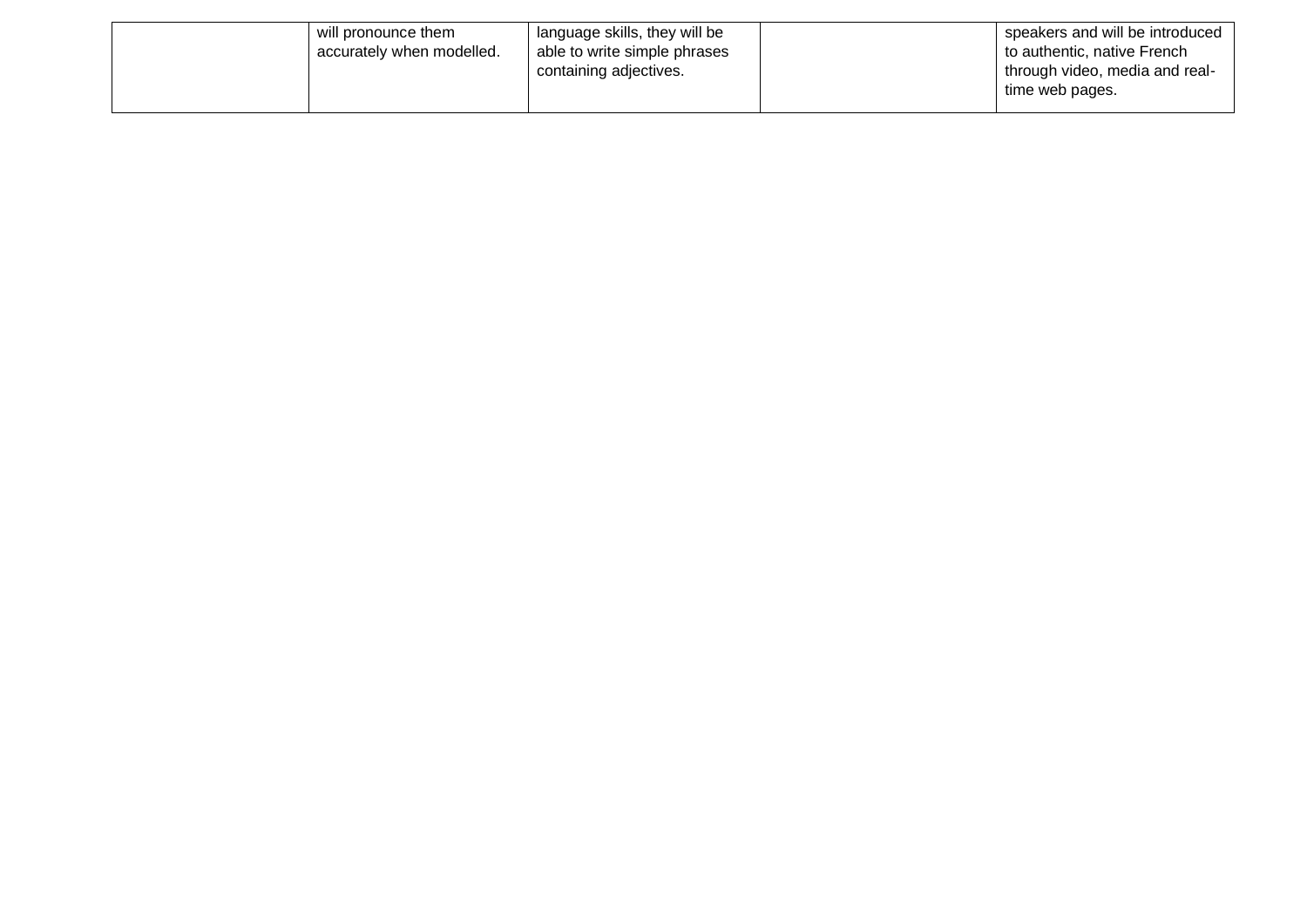| | | | | |
|---|---|---|---|---|
| | will pronounce them accurately when modelled. | language skills, they will be able to write simple phrases containing adjectives. | | speakers and will be introduced to authentic, native French through video, media and real-time web pages. |